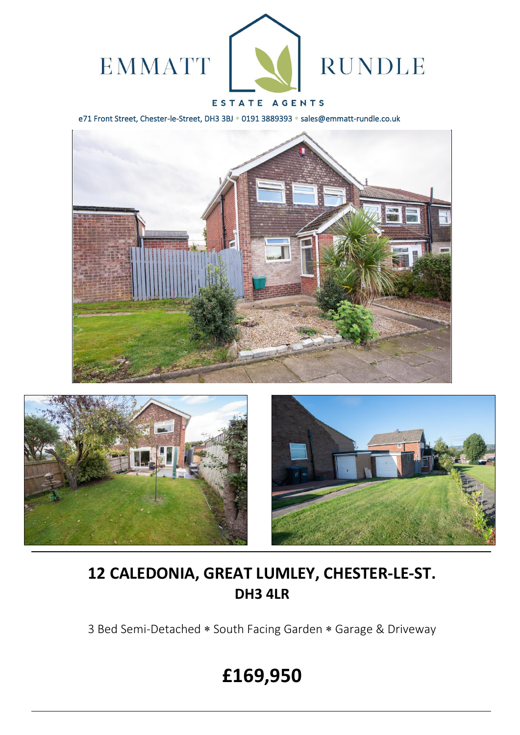EMMATT RUNDLE

ESTATE AGENTS

e71 Front Street, Chester-le-Street, DH3 3BJ * 0191 3889393 * sales@emmatt-rundle.co.uk

# 12 CALEDONIA, GREAT LUMLEY, CHESTER-LE-ST.
## DH3 4LR

3 Bed Semi-Detached * South Facing Garden * Garage & Driveway

# £169,950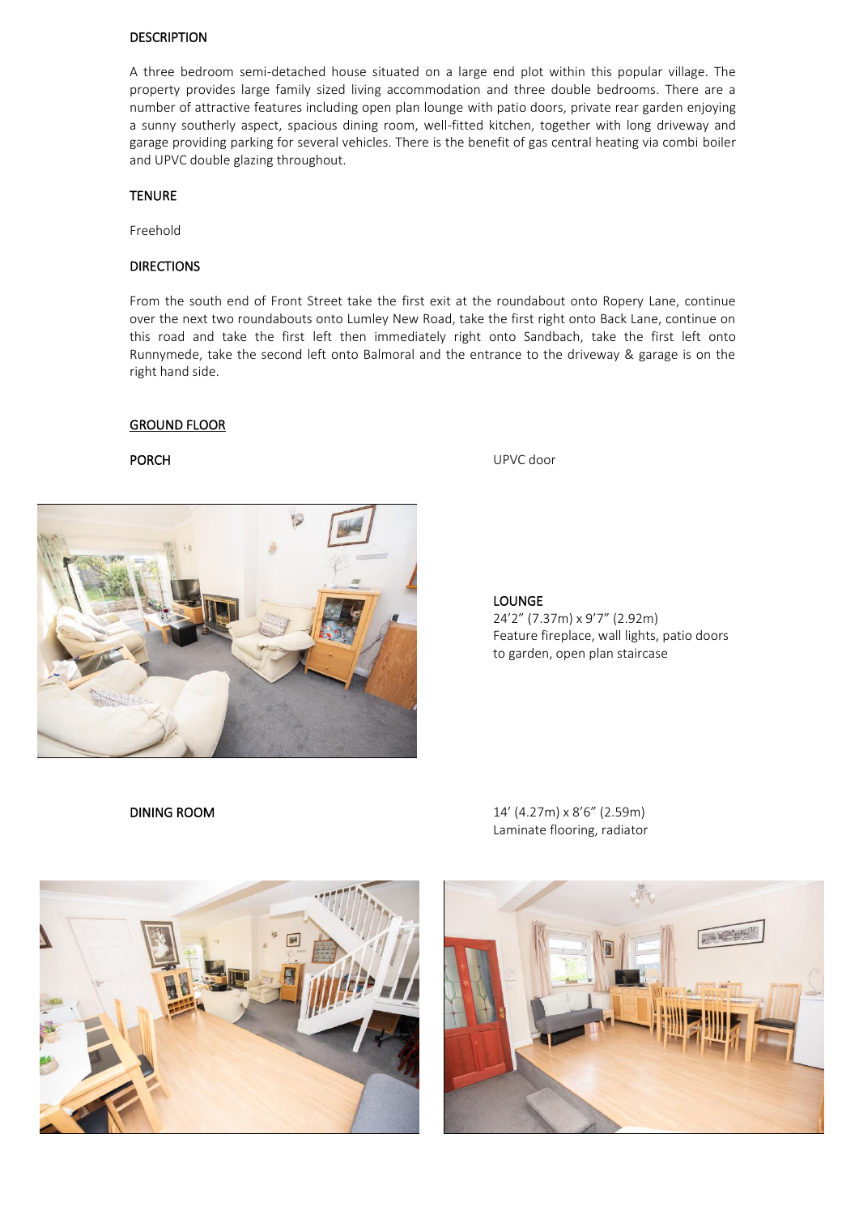## DESCRIPTION

A three bedroom semi-detached house situated on a large end plot within this popular village. The property provides large family sized living accommodation and three double bedrooms. There are a number of attractive features including open plan lounge with patio doors, private rear garden enjoying a sunny southerly aspect, spacious dining room, well-fitted kitchen, together with long driveway and garage providing parking for several vehicles. There is the benefit of gas central heating via combi boiler and UPVC double glazing throughout.

## TENURE

Freehold

## DIRECTIONS

From the south end of Front Street take the first exit at the roundabout onto Ropery Lane, continue over the next two roundabouts onto Lumley New Road, take the first right onto Back Lane, continue on this road and take the first left then immediately right onto Sandbach, take the first left onto Runnymede, take the second left onto Balmoral and the entrance to the driveway & garage is on the right hand side.

## GROUND FLOOR

### PORCH

UPVC door

### LOUNGE

24'2" (7.37m) x 9'7" (2.92m)
Feature fireplace, wall lights, patio doors to garden, open plan staircase

### DINING ROOM

14' (4.27m) x 8'6" (2.59m)
Laminate flooring, radiator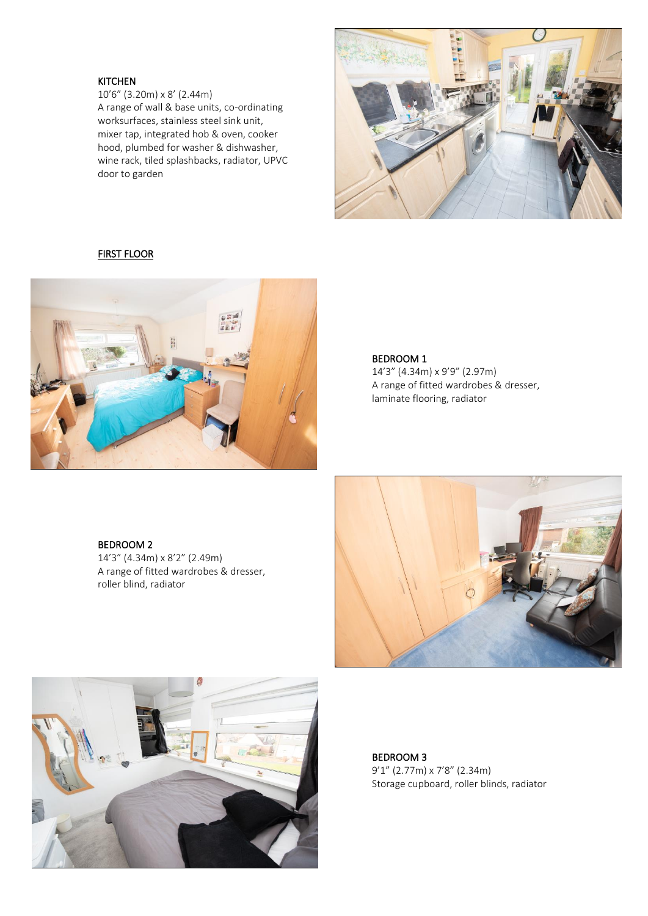KITCHEN
10'6" (3.20m) x 8' (2.44m)
A range of wall & base units, co-ordinating worksurfaces, stainless steel sink unit, mixer tap, integrated hob & oven, cooker hood, plumbed for washer & dishwasher, wine rack, tiled splashbacks, radiator, UPVC door to garden

## FIRST FLOOR

BEDROOM 1
14'3" (4.34m) x 9'9" (2.97m)
A range of fitted wardrobes & dresser, laminate flooring, radiator

BEDROOM 2
14'3" (4.34m) x 8'2" (2.49m)
A range of fitted wardrobes & dresser, roller blind, radiator

BEDROOM 3
9'1" (2.77m) x 7'8" (2.34m)
Storage cupboard, roller blinds, radiator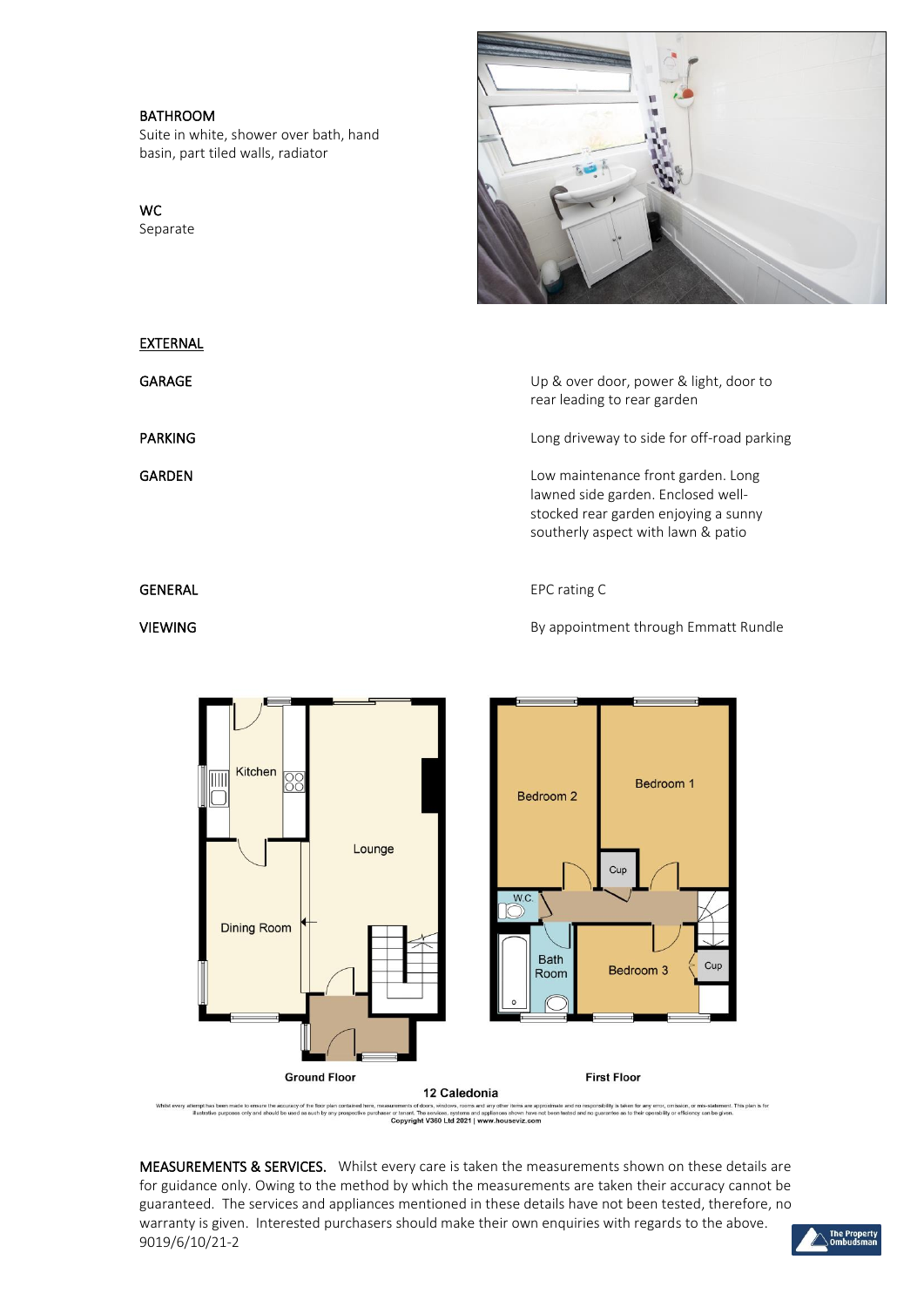**BATHROOM**
Suite in white, shower over bath, hand basin, part tiled walls, radiator

**WC**
Separate

**EXTERNAL**

| | |
|---|---|
| GARAGE | Up & over door, power & light, door to rear leading to rear garden |
| PARKING | Long driveway to side for off-road parking |
| GARDEN | Low maintenance front garden. Long lawned side garden. Enclosed well-stocked rear garden enjoying a sunny southerly aspect with lawn & patio |
| GENERAL | EPC rating C |
| VIEWING | By appointment through Emmatt Rundle |

Ground Floor

First Floor

12 Caledonia

Whilst every attempt has been made to ensure the accuracy of the floor plan contained here, measurements of doors, windows, rooms and any other items are approximate and no responsibility is taken for any error, omission, or mis-statement. This plan is for illustrative purposes only and should be used as such by any prospective purchaser or tenant. The services, systems and appliances shown have not been tested and no guarantee as to their operability or efficiency can be given.
Copyright V360 Ltd 2021 | www.houseviz.com

**MEASUREMENTS & SERVICES.** Whilst every care is taken the measurements shown on these details are for guidance only. Owing to the method by which the measurements are taken their accuracy cannot be guaranteed. The services and appliances mentioned in these details have not been tested, therefore, no warranty is given. Interested purchasers should make their own enquiries with regards to the above.
9019/6/10/21-2

The Property Ombudsman